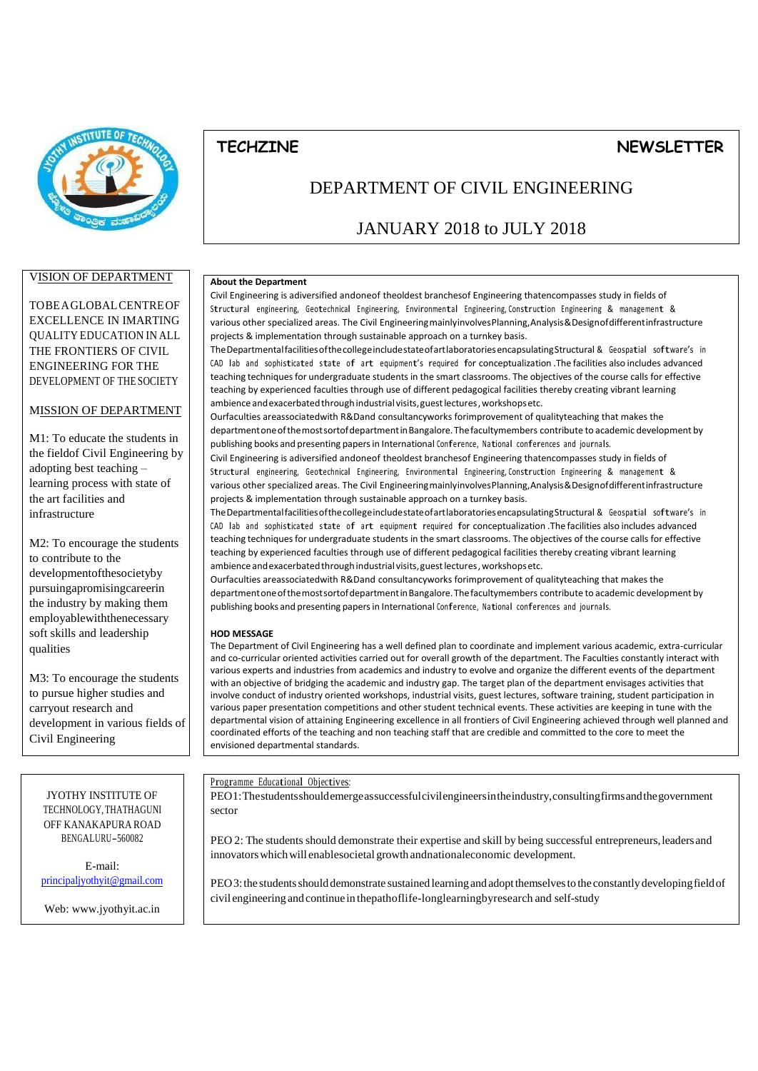# TECHZINE NEWSLETTER

## DEPARTMENT OF CIVIL ENGINEERING

## JANUARY 2018 to JULY 2018

### VISION OF DEPARTMENT

TOBEAGLOBALCENTREOF EXCELLENCE IN IMARTING QUALITY EDUCATION IN ALL THE FRONTIERS OF CIVIL ENGINEERING FOR THE DEVELOPMENT OF THE SOCIETY

### MISSION OF DEPARTMENT

M1: To educate the students in the fieldof Civil Engineering by adopting best teaching – learning process with state of the art facilities and infrastructure

M2: To encourage the students to contribute to the developmentofthesocietyby pursuingapromisingcareerin the industry by making them employablewiththenecessary soft skills and leadership qualities

M3: To encourage the students to pursue higher studies and carryout research and development in various fields of Civil Engineering

JYOTHY INSTITUTE OF TECHNOLOGY, THATHAGUNI OFF KANAKAPURA ROAD BENGALURU–560082

E-mail: principaljyothyit@gmail.com

Web: www.jyothyit.ac.in

**About the Department**

Civil Engineering is adiversified andoneof theoldest branchesof Engineering thatencompasses study in fields of Structural engineering, Geotechnical Engineering, Environmental Engineering, Construction Engineering & management & various other specialized areas. The Civil Engineering mainlyinvolvesPlanning,Analysis&Designofdifferentinfrastructure projects & implementation through sustainable approach on a turnkey basis.

TheDepartmentalfacilitiesofthecollegeincludestateofartlaboratoriesencapsulatingStructural & Geospatial software's in CAD lab and sophisticated state of art equipment's required for conceptualization .The facilities also includes advanced teaching techniques for undergraduate students in the smart classrooms. The objectives of the course calls for effective teaching by experienced faculties through use of different pedagogical facilities thereby creating vibrant learning ambience andexacerbated through industrial visits, guest lectures , workshops etc.

Ourfaculties areassociatedwith R&Dand consultancyworks forimprovement of qualityteaching that makes the departmentoneofthemostsortofdepartmentinBangalore. Thefacultymembers contribute to academic development by publishing books and presenting papers in International Conference, National conferences and journals.

Civil Engineering is adiversified andoneof theoldest branchesof Engineering thatencompasses study in fields of Structural engineering, Geotechnical Engineering, Environmental Engineering, Construction Engineering & management & various other specialized areas. The Civil Engineering mainlyinvolvesPlanning,Analysis&Designofdifferentinfrastructure projects & implementation through sustainable approach on a turnkey basis.

TheDepartmentalfacilitiesofthecollegeincludestateofartlaboratoriesencapsulatingStructural & Geospatial software's in CAD lab and sophisticated state of art equipment required for conceptualization .The facilities also includes advanced teaching techniques for undergraduate students in the smart classrooms. The objectives of the course calls for effective teaching by experienced faculties through use of different pedagogical facilities thereby creating vibrant learning ambience andexacerbated through industrial visits, guest lectures , workshops etc.

Ourfaculties areassociatedwith R&Dand consultancyworks forimprovement of qualityteaching that makes the departmentoneofthemostsortofdepartmentinBangalore. Thefacultymembers contribute to academic development by publishing books and presenting papers in International Conference, National conferences and journals.

**HOD MESSAGE**

The Department of Civil Engineering has a well defined plan to coordinate and implement various academic, extra-curricular and co-curricular oriented activities carried out for overall growth of the department. The Faculties constantly interact with various experts and industries from academics and industry to evolve and organize the different events of the department with an objective of bridging the academic and industry gap. The target plan of the department envisages activities that involve conduct of industry oriented workshops, industrial visits, guest lectures, software training, student participation in various paper presentation competitions and other student technical events. These activities are keeping in tune with the departmental vision of attaining Engineering excellence in all frontiers of Civil Engineering achieved through well planned and coordinated efforts of the teaching and non teaching staff that are credible and committed to the core to meet the envisioned departmental standards.

Programme Educational Objectives:

PEO1:Thestudentsshouldemergeassuccessfulcivilengineersintheindustry,consultingfirmsandthegovernment sector

PEO 2: The students should demonstrate their expertise and skill by being successful entrepreneurs, leaders and innovators which will enablesocietal growth andnationaleconomic development.

PEO3: the students should demonstrate sustained learning and adopt themselves to the constantly developing field of civil engineering and continue in thepathoflife-longlearningbyresearch and self-study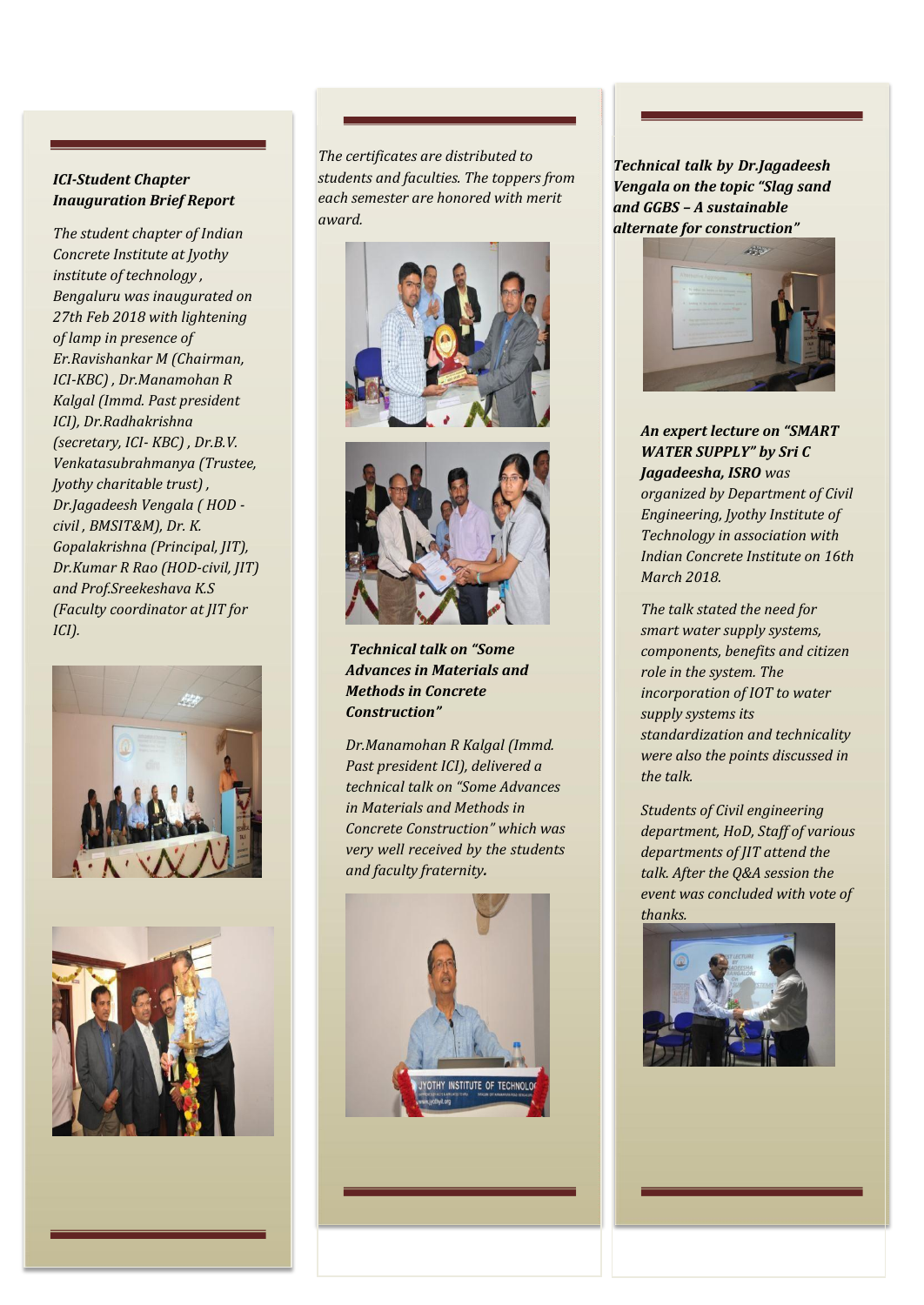***ICI-Student Chapter Inauguration Brief Report***

*The student chapter of Indian Concrete Institute at Jyothy institute of technology , Bengaluru was inaugurated on 27th Feb 2018 with lightening of lamp in presence of Er.Ravishankar M (Chairman, ICI-KBC) , Dr.Manamohan R Kalgal (Immd. Past president ICI), Dr.Radhakrishna (secretary, ICI- KBC) , Dr.B.V. Venkatasubrahmanya (Trustee, Jyothy charitable trust) , Dr.Jagadeesh Vengala ( HOD - civil , BMSIT&M), Dr. K. Gopalakrishna (Principal, JIT), Dr.Kumar R Rao (HOD-civil, JIT) and Prof.Sreekeshava K.S (Faculty coordinator at JIT for ICI).*

*The certificates are distributed to students and faculties. The toppers from each semester are honored with merit award.*

***Technical talk on "Some Advances in Materials and Methods in Concrete Construction"***

*Dr.Manamohan R Kalgal (Immd. Past president ICI), delivered a technical talk on "Some Advances in Materials and Methods in Concrete Construction" which was very well received by the students and faculty fraternity.*

***Technical talk by Dr.Jagadeesh Vengala on the topic "Slag sand and GGBS – A sustainable alternate for construction"***

***An expert lecture on "SMART WATER SUPPLY" by Sri C Jagadeesha, ISRO*** *was organized by Department of Civil Engineering, Jyothy Institute of Technology in association with Indian Concrete Institute on 16th March 2018.*

*The talk stated the need for smart water supply systems, components, benefits and citizen role in the system. The incorporation of IOT to water supply systems its standardization and technicality were also the points discussed in the talk.*

*Students of Civil engineering department, HoD, Staff of various departments of JIT attend the talk. After the Q&A session the event was concluded with vote of thanks.*